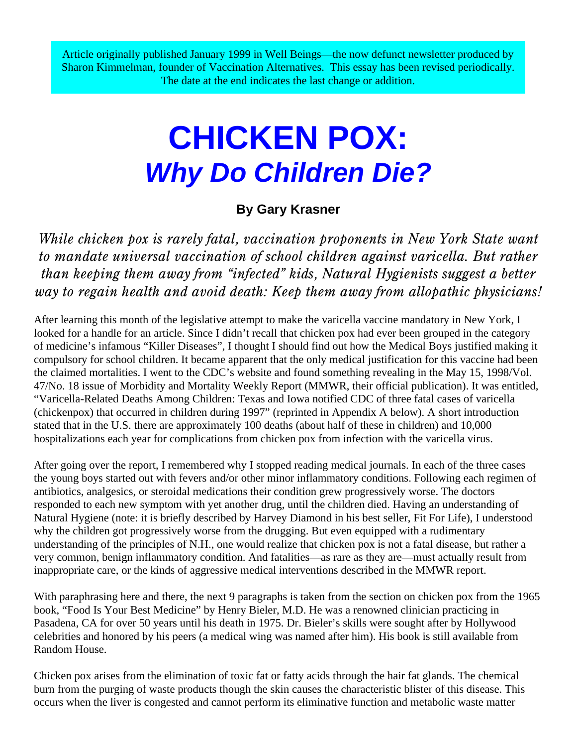Article originally published January 1999 in Well Beings—the now defunct newsletter produced by Sharon Kimmelman, founder of Vaccination Alternatives. This essay has been revised periodically. The date at the end indicates the last change or addition.

# CHICKEN POX:
# *Why Do Children Die?*

**By Gary Krasner**

*While chicken pox is rarely fatal, vaccination proponents in New York State want to mandate universal vaccination of school children against varicella. But rather than keeping them away from "infected" kids, Natural Hygienists suggest a better way to regain health and avoid death: Keep them away from allopathic physicians!*

After learning this month of the legislative attempt to make the varicella vaccine mandatory in New York, I looked for a handle for an article. Since I didn't recall that chicken pox had ever been grouped in the category of medicine's infamous "Killer Diseases", I thought I should find out how the Medical Boys justified making it compulsory for school children. It became apparent that the only medical justification for this vaccine had been the claimed mortalities. I went to the CDC's website and found something revealing in the May 15, 1998/Vol. 47/No. 18 issue of Morbidity and Mortality Weekly Report (MMWR, their official publication). It was entitled, "Varicella-Related Deaths Among Children: Texas and Iowa notified CDC of three fatal cases of varicella (chickenpox) that occurred in children during 1997" (reprinted in Appendix A below). A short introduction stated that in the U.S. there are approximately 100 deaths (about half of these in children) and 10,000 hospitalizations each year for complications from chicken pox from infection with the varicella virus.

After going over the report, I remembered why I stopped reading medical journals. In each of the three cases the young boys started out with fevers and/or other minor inflammatory conditions. Following each regimen of antibiotics, analgesics, or steroidal medications their condition grew progressively worse. The doctors responded to each new symptom with yet another drug, until the children died. Having an understanding of Natural Hygiene (note: it is briefly described by Harvey Diamond in his best seller, Fit For Life), I understood why the children got progressively worse from the drugging. But even equipped with a rudimentary understanding of the principles of N.H., one would realize that chicken pox is not a fatal disease, but rather a very common, benign inflammatory condition. And fatalities—as rare as they are—must actually result from inappropriate care, or the kinds of aggressive medical interventions described in the MMWR report.

With paraphrasing here and there, the next 9 paragraphs is taken from the section on chicken pox from the 1965 book, "Food Is Your Best Medicine" by Henry Bieler, M.D. He was a renowned clinician practicing in Pasadena, CA for over 50 years until his death in 1975. Dr. Bieler's skills were sought after by Hollywood celebrities and honored by his peers (a medical wing was named after him). His book is still available from Random House.

Chicken pox arises from the elimination of toxic fat or fatty acids through the hair fat glands. The chemical burn from the purging of waste products though the skin causes the characteristic blister of this disease. This occurs when the liver is congested and cannot perform its eliminative function and metabolic waste matter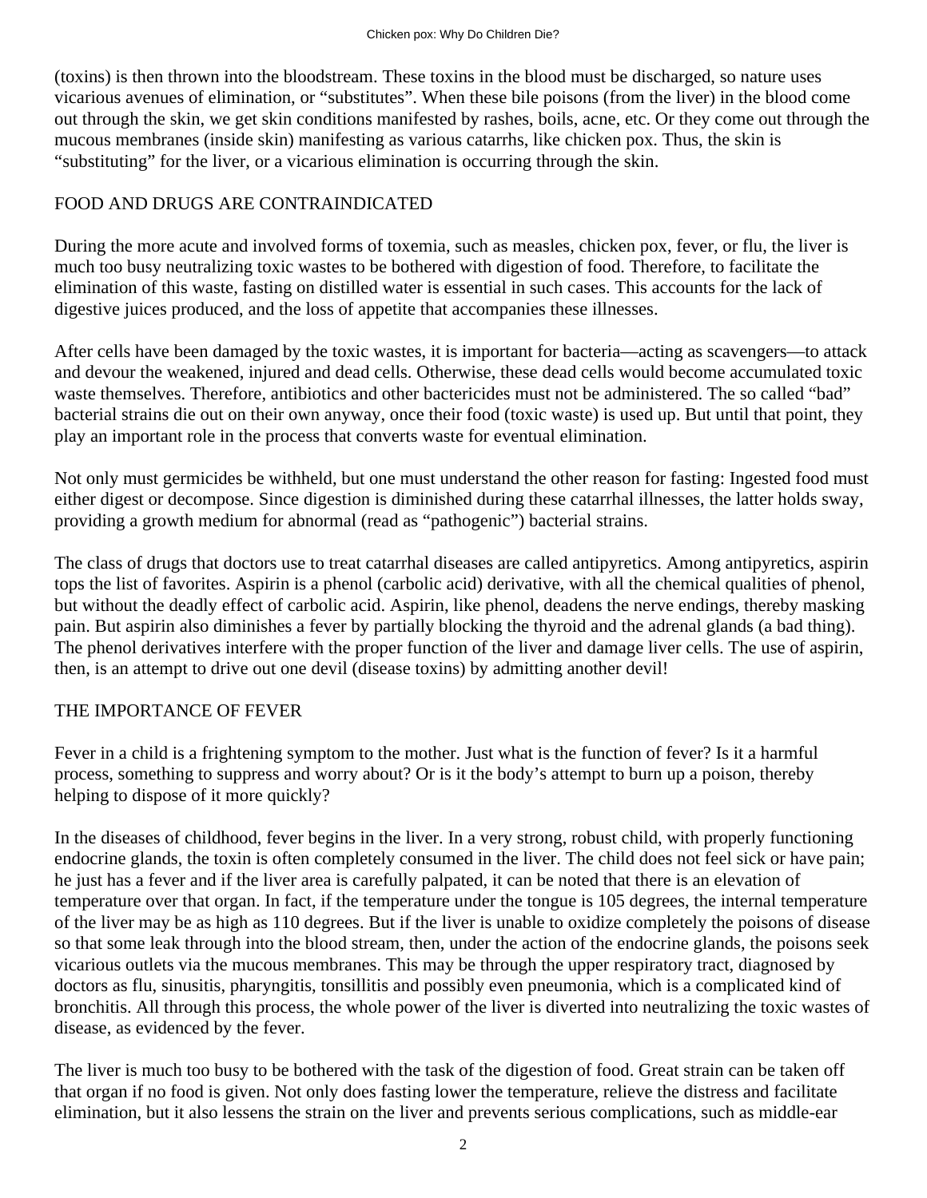(toxins) is then thrown into the bloodstream. These toxins in the blood must be discharged, so nature uses vicarious avenues of elimination, or “substitutes”. When these bile poisons (from the liver) in the blood come out through the skin, we get skin conditions manifested by rashes, boils, acne, etc. Or they come out through the mucous membranes (inside skin) manifesting as various catarrhs, like chicken pox. Thus, the skin is “substituting” for the liver, or a vicarious elimination is occurring through the skin.

## FOOD AND DRUGS ARE CONTRAINDICATED

During the more acute and involved forms of toxemia, such as measles, chicken pox, fever, or flu, the liver is much too busy neutralizing toxic wastes to be bothered with digestion of food. Therefore, to facilitate the elimination of this waste, fasting on distilled water is essential in such cases. This accounts for the lack of digestive juices produced, and the loss of appetite that accompanies these illnesses.

After cells have been damaged by the toxic wastes, it is important for bacteria—acting as scavengers—to attack and devour the weakened, injured and dead cells. Otherwise, these dead cells would become accumulated toxic waste themselves. Therefore, antibiotics and other bactericides must not be administered. The so called “bad” bacterial strains die out on their own anyway, once their food (toxic waste) is used up. But until that point, they play an important role in the process that converts waste for eventual elimination.

Not only must germicides be withheld, but one must understand the other reason for fasting: Ingested food must either digest or decompose. Since digestion is diminished during these catarrhal illnesses, the latter holds sway, providing a growth medium for abnormal (read as “pathogenic”) bacterial strains.

The class of drugs that doctors use to treat catarrhal diseases are called antipyretics. Among antipyretics, aspirin tops the list of favorites. Aspirin is a phenol (carbolic acid) derivative, with all the chemical qualities of phenol, but without the deadly effect of carbolic acid. Aspirin, like phenol, deadens the nerve endings, thereby masking pain. But aspirin also diminishes a fever by partially blocking the thyroid and the adrenal glands (a bad thing). The phenol derivatives interfere with the proper function of the liver and damage liver cells. The use of aspirin, then, is an attempt to drive out one devil (disease toxins) by admitting another devil!

## THE IMPORTANCE OF FEVER

Fever in a child is a frightening symptom to the mother. Just what is the function of fever? Is it a harmful process, something to suppress and worry about? Or is it the body’s attempt to burn up a poison, thereby helping to dispose of it more quickly?

In the diseases of childhood, fever begins in the liver. In a very strong, robust child, with properly functioning endocrine glands, the toxin is often completely consumed in the liver. The child does not feel sick or have pain; he just has a fever and if the liver area is carefully palpated, it can be noted that there is an elevation of temperature over that organ. In fact, if the temperature under the tongue is 105 degrees, the internal temperature of the liver may be as high as 110 degrees. But if the liver is unable to oxidize completely the poisons of disease so that some leak through into the blood stream, then, under the action of the endocrine glands, the poisons seek vicarious outlets via the mucous membranes. This may be through the upper respiratory tract, diagnosed by doctors as flu, sinusitis, pharyngitis, tonsillitis and possibly even pneumonia, which is a complicated kind of bronchitis. All through this process, the whole power of the liver is diverted into neutralizing the toxic wastes of disease, as evidenced by the fever.

The liver is much too busy to be bothered with the task of the digestion of food. Great strain can be taken off that organ if no food is given. Not only does fasting lower the temperature, relieve the distress and facilitate elimination, but it also lessens the strain on the liver and prevents serious complications, such as middle-ear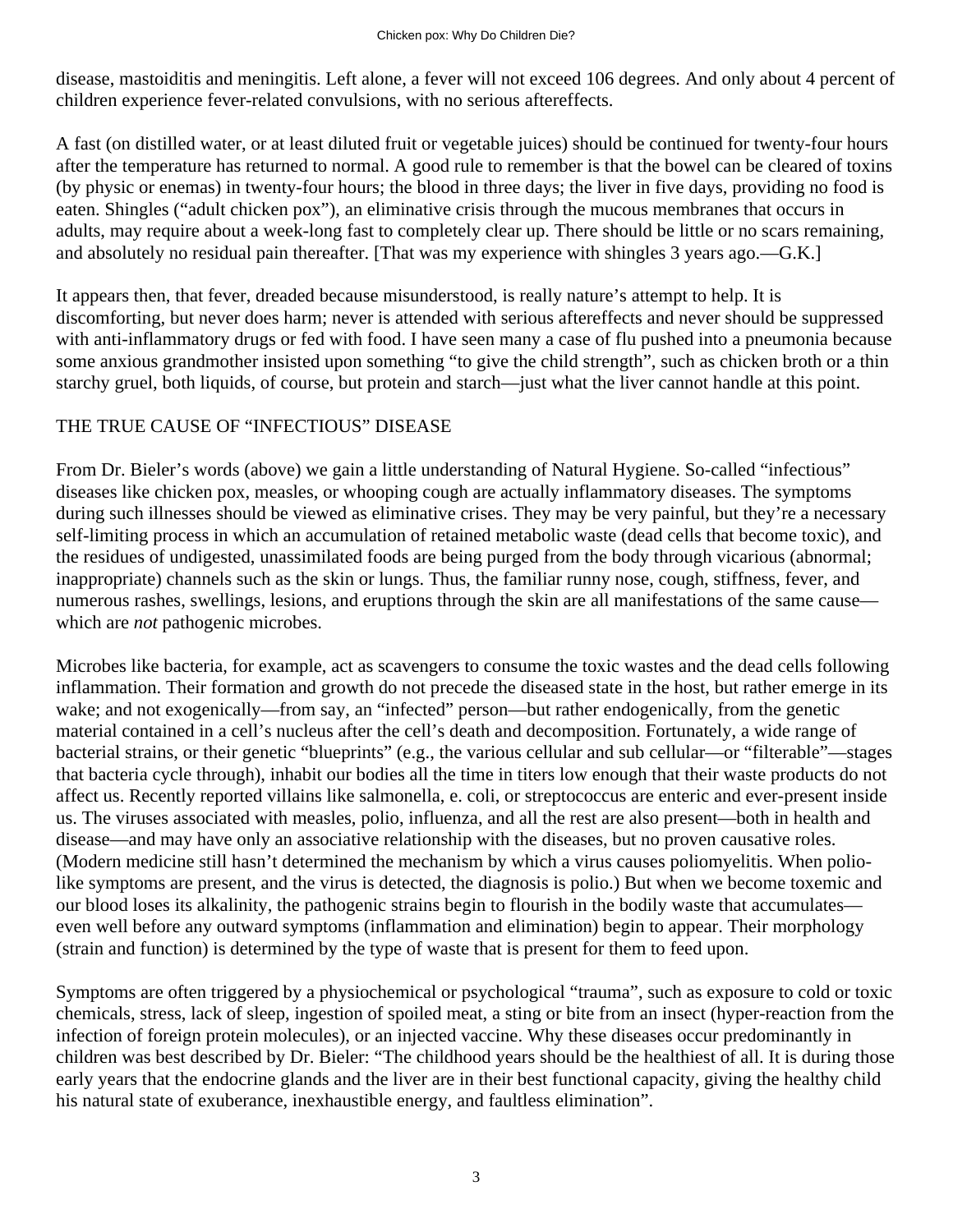disease, mastoiditis and meningitis. Left alone, a fever will not exceed 106 degrees. And only about 4 percent of children experience fever-related convulsions, with no serious aftereffects.

A fast (on distilled water, or at least diluted fruit or vegetable juices) should be continued for twenty-four hours after the temperature has returned to normal. A good rule to remember is that the bowel can be cleared of toxins (by physic or enemas) in twenty-four hours; the blood in three days; the liver in five days, providing no food is eaten. Shingles ("adult chicken pox"), an eliminative crisis through the mucous membranes that occurs in adults, may require about a week-long fast to completely clear up. There should be little or no scars remaining, and absolutely no residual pain thereafter. [That was my experience with shingles 3 years ago.—G.K.]

It appears then, that fever, dreaded because misunderstood, is really nature's attempt to help. It is discomforting, but never does harm; never is attended with serious aftereffects and never should be suppressed with anti-inflammatory drugs or fed with food. I have seen many a case of flu pushed into a pneumonia because some anxious grandmother insisted upon something "to give the child strength", such as chicken broth or a thin starchy gruel, both liquids, of course, but protein and starch—just what the liver cannot handle at this point.

## THE TRUE CAUSE OF "INFECTIOUS" DISEASE

From Dr. Bieler's words (above) we gain a little understanding of Natural Hygiene. So-called "infectious" diseases like chicken pox, measles, or whooping cough are actually inflammatory diseases. The symptoms during such illnesses should be viewed as eliminative crises. They may be very painful, but they're a necessary self-limiting process in which an accumulation of retained metabolic waste (dead cells that become toxic), and the residues of undigested, unassimilated foods are being purged from the body through vicarious (abnormal; inappropriate) channels such as the skin or lungs. Thus, the familiar runny nose, cough, stiffness, fever, and numerous rashes, swellings, lesions, and eruptions through the skin are all manifestations of the same cause—which are *not* pathogenic microbes.

Microbes like bacteria, for example, act as scavengers to consume the toxic wastes and the dead cells following inflammation. Their formation and growth do not precede the diseased state in the host, but rather emerge in its wake; and not exogenically—from say, an "infected" person—but rather endogenically, from the genetic material contained in a cell's nucleus after the cell's death and decomposition. Fortunately, a wide range of bacterial strains, or their genetic "blueprints" (e.g., the various cellular and sub cellular—or "filterable"—stages that bacteria cycle through), inhabit our bodies all the time in titers low enough that their waste products do not affect us. Recently reported villains like salmonella, e. coli, or streptococcus are enteric and ever-present inside us. The viruses associated with measles, polio, influenza, and all the rest are also present—both in health and disease—and may have only an associative relationship with the diseases, but no proven causative roles. (Modern medicine still hasn't determined the mechanism by which a virus causes poliomyelitis. When polio-like symptoms are present, and the virus is detected, the diagnosis is polio.) But when we become toxemic and our blood loses its alkalinity, the pathogenic strains begin to flourish in the bodily waste that accumulates—even well before any outward symptoms (inflammation and elimination) begin to appear. Their morphology (strain and function) is determined by the type of waste that is present for them to feed upon.

Symptoms are often triggered by a physiochemical or psychological "trauma", such as exposure to cold or toxic chemicals, stress, lack of sleep, ingestion of spoiled meat, a sting or bite from an insect (hyper-reaction from the infection of foreign protein molecules), or an injected vaccine. Why these diseases occur predominantly in children was best described by Dr. Bieler: "The childhood years should be the healthiest of all. It is during those early years that the endocrine glands and the liver are in their best functional capacity, giving the healthy child his natural state of exuberance, inexhaustible energy, and faultless elimination".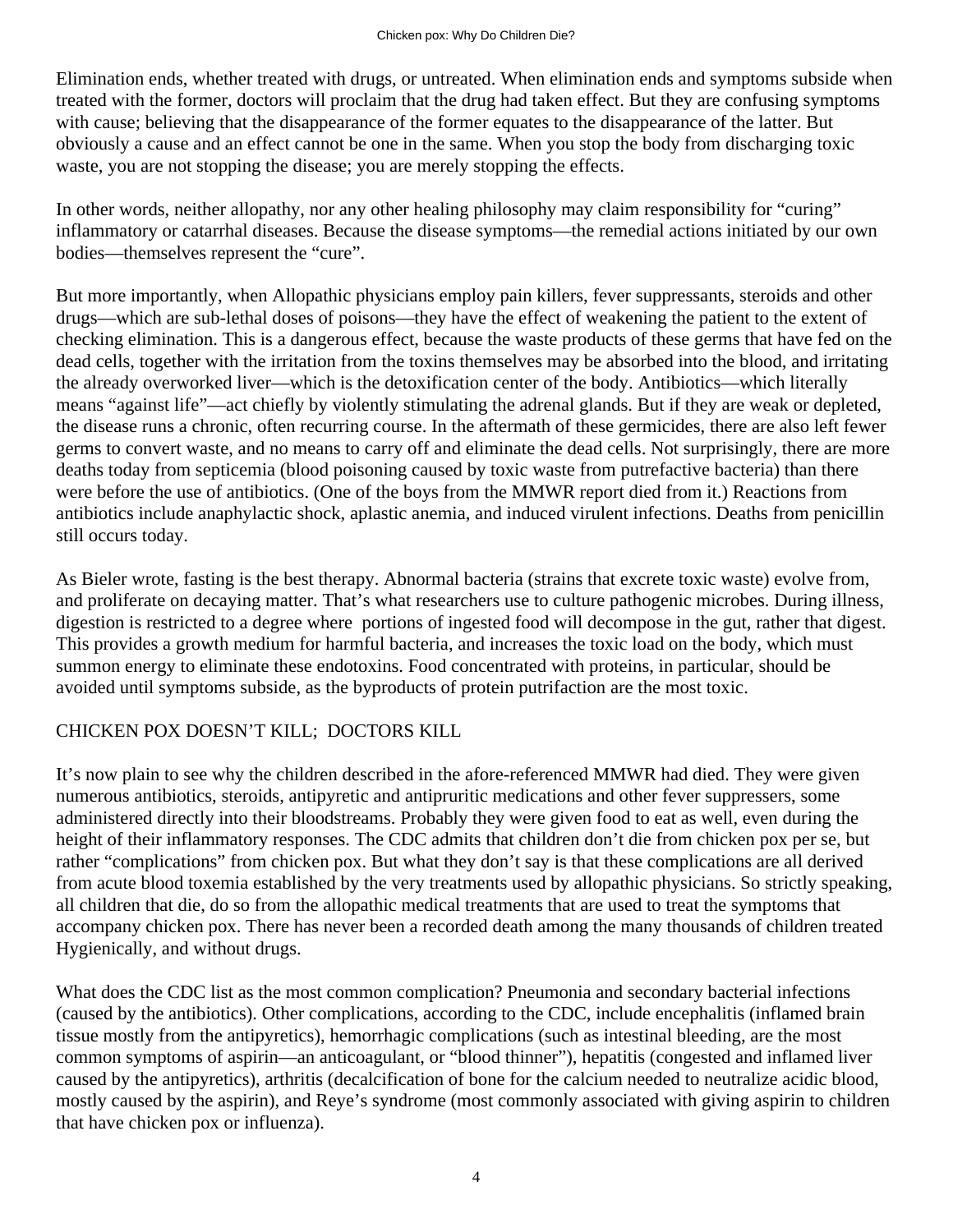Elimination ends, whether treated with drugs, or untreated. When elimination ends and symptoms subside when treated with the former, doctors will proclaim that the drug had taken effect. But they are confusing symptoms with cause; believing that the disappearance of the former equates to the disappearance of the latter. But obviously a cause and an effect cannot be one in the same. When you stop the body from discharging toxic waste, you are not stopping the disease; you are merely stopping the effects.

In other words, neither allopathy, nor any other healing philosophy may claim responsibility for "curing" inflammatory or catarrhal diseases. Because the disease symptoms—the remedial actions initiated by our own bodies—themselves represent the "cure".

But more importantly, when Allopathic physicians employ pain killers, fever suppressants, steroids and other drugs—which are sub-lethal doses of poisons—they have the effect of weakening the patient to the extent of checking elimination. This is a dangerous effect, because the waste products of these germs that have fed on the dead cells, together with the irritation from the toxins themselves may be absorbed into the blood, and irritating the already overworked liver—which is the detoxification center of the body. Antibiotics—which literally means "against life"—act chiefly by violently stimulating the adrenal glands. But if they are weak or depleted, the disease runs a chronic, often recurring course. In the aftermath of these germicides, there are also left fewer germs to convert waste, and no means to carry off and eliminate the dead cells. Not surprisingly, there are more deaths today from septicemia (blood poisoning caused by toxic waste from putrefactive bacteria) than there were before the use of antibiotics. (One of the boys from the MMWR report died from it.) Reactions from antibiotics include anaphylactic shock, aplastic anemia, and induced virulent infections. Deaths from penicillin still occurs today.

As Bieler wrote, fasting is the best therapy. Abnormal bacteria (strains that excrete toxic waste) evolve from, and proliferate on decaying matter. That's what researchers use to culture pathogenic microbes. During illness, digestion is restricted to a degree where portions of ingested food will decompose in the gut, rather that digest. This provides a growth medium for harmful bacteria, and increases the toxic load on the body, which must summon energy to eliminate these endotoxins. Food concentrated with proteins, in particular, should be avoided until symptoms subside, as the byproducts of protein putrifaction are the most toxic.

## CHICKEN POX DOESN'T KILL; DOCTORS KILL

It's now plain to see why the children described in the afore-referenced MMWR had died. They were given numerous antibiotics, steroids, antipyretic and antipruritic medications and other fever suppressers, some administered directly into their bloodstreams. Probably they were given food to eat as well, even during the height of their inflammatory responses. The CDC admits that children don't die from chicken pox per se, but rather "complications" from chicken pox. But what they don't say is that these complications are all derived from acute blood toxemia established by the very treatments used by allopathic physicians. So strictly speaking, all children that die, do so from the allopathic medical treatments that are used to treat the symptoms that accompany chicken pox. There has never been a recorded death among the many thousands of children treated Hygienically, and without drugs.

What does the CDC list as the most common complication? Pneumonia and secondary bacterial infections (caused by the antibiotics). Other complications, according to the CDC, include encephalitis (inflamed brain tissue mostly from the antipyretics), hemorrhagic complications (such as intestinal bleeding, are the most common symptoms of aspirin—an anticoagulant, or "blood thinner"), hepatitis (congested and inflamed liver caused by the antipyretics), arthritis (decalcification of bone for the calcium needed to neutralize acidic blood, mostly caused by the aspirin), and Reye's syndrome (most commonly associated with giving aspirin to children that have chicken pox or influenza).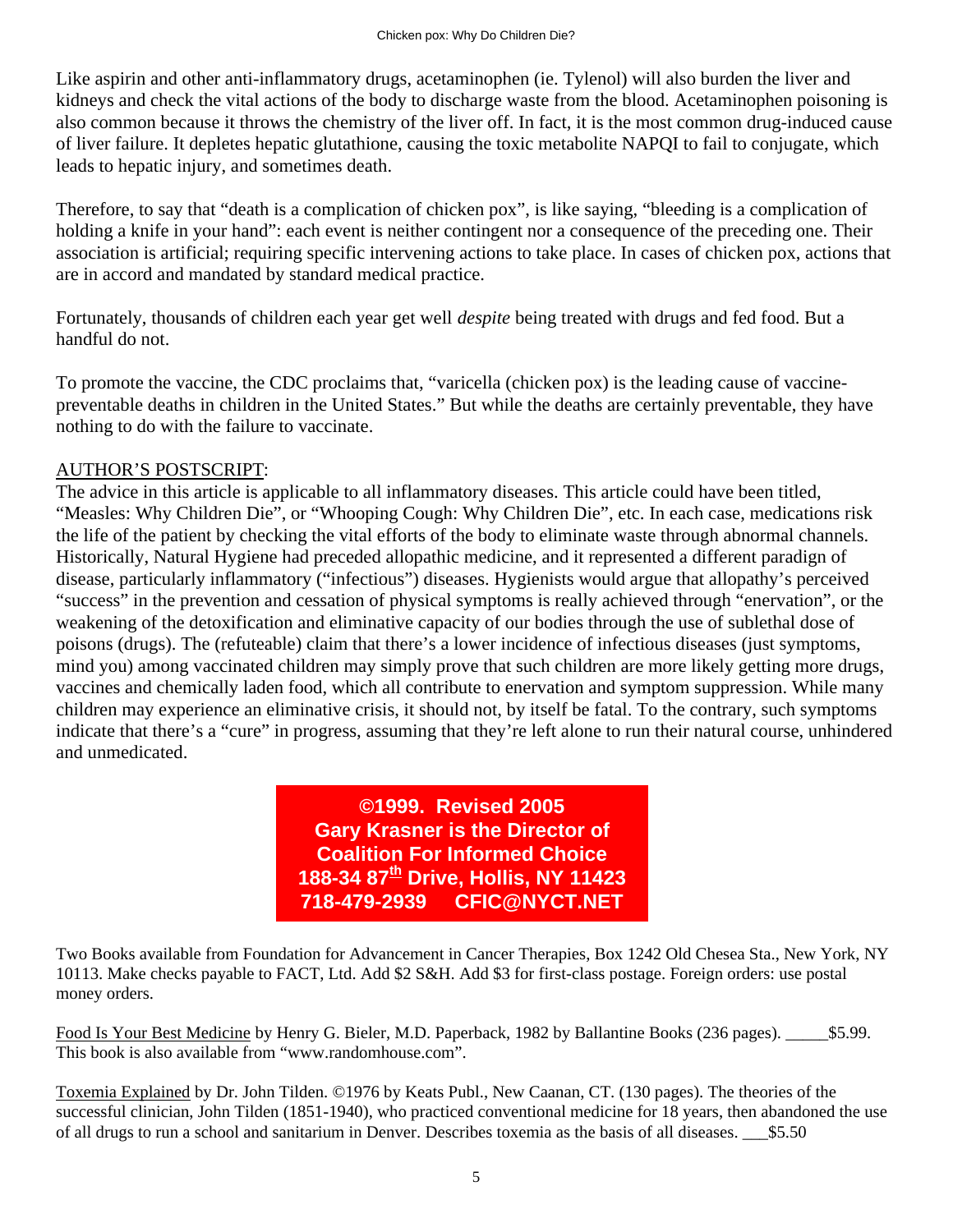Like aspirin and other anti-inflammatory drugs, acetaminophen (ie. Tylenol) will also burden the liver and kidneys and check the vital actions of the body to discharge waste from the blood. Acetaminophen poisoning is also common because it throws the chemistry of the liver off. In fact, it is the most common drug-induced cause of liver failure. It depletes hepatic glutathione, causing the toxic metabolite NAPQI to fail to conjugate, which leads to hepatic injury, and sometimes death.

Therefore, to say that "death is a complication of chicken pox", is like saying, "bleeding is a complication of holding a knife in your hand": each event is neither contingent nor a consequence of the preceding one. Their association is artificial; requiring specific intervening actions to take place. In cases of chicken pox, actions that are in accord and mandated by standard medical practice.

Fortunately, thousands of children each year get well *despite* being treated with drugs and fed food. But a handful do not.

To promote the vaccine, the CDC proclaims that, "varicella (chicken pox) is the leading cause of vaccine-preventable deaths in children in the United States." But while the deaths are certainly preventable, they have nothing to do with the failure to vaccinate.

<u>AUTHOR'S POSTSCRIPT</u>:
The advice in this article is applicable to all inflammatory diseases. This article could have been titled, "Measles: Why Children Die", or "Whooping Cough: Why Children Die", etc. In each case, medications risk the life of the patient by checking the vital efforts of the body to eliminate waste through abnormal channels. Historically, Natural Hygiene had preceded allopathic medicine, and it represented a different paradigm of disease, particularly inflammatory ("infectious") diseases. Hygienists would argue that allopathy's perceived "success" in the prevention and cessation of physical symptoms is really achieved through "enervation", or the weakening of the detoxification and eliminative capacity of our bodies through the use of sublethal dose of poisons (drugs). The (refuteable) claim that there's a lower incidence of infectious diseases (just symptoms, mind you) among vaccinated children may simply prove that such children are more likely getting more drugs, vaccines and chemically laden food, which all contribute to enervation and symptom suppression. While many children may experience an eliminative crisis, it should not, by itself be fatal. To the contrary, such symptoms indicate that there's a "cure" in progress, assuming that they're left alone to run their natural course, unhindered and unmedicated.

**©1999. Revised 2005**
**Gary Krasner is the Director of**
**Coalition For Informed Choice**
**188-34 87th Drive, Hollis, NY 11423**
**718-479-2939 CFIC@NYCT.NET**

Two Books available from Foundation for Advancement in Cancer Therapies, Box 1242 Old Chesea Sta., New York, NY 10113. Make checks payable to FACT, Ltd. Add $2 S&H. Add $3 for first-class postage. Foreign orders: use postal money orders.

<u>Food Is Your Best Medicine</u> by Henry G. Bieler, M.D. Paperback, 1982 by Ballantine Books (236 pages). _____$5.99. This book is also available from "www.randomhouse.com".

<u>Toxemia Explained</u> by Dr. John Tilden. ©1976 by Keats Publ., New Caanan, CT. (130 pages). The theories of the successful clinician, John Tilden (1851-1940), who practiced conventional medicine for 18 years, then abandoned the use of all drugs to run a school and sanitarium in Denver. Describes toxemia as the basis of all diseases. ___$5.50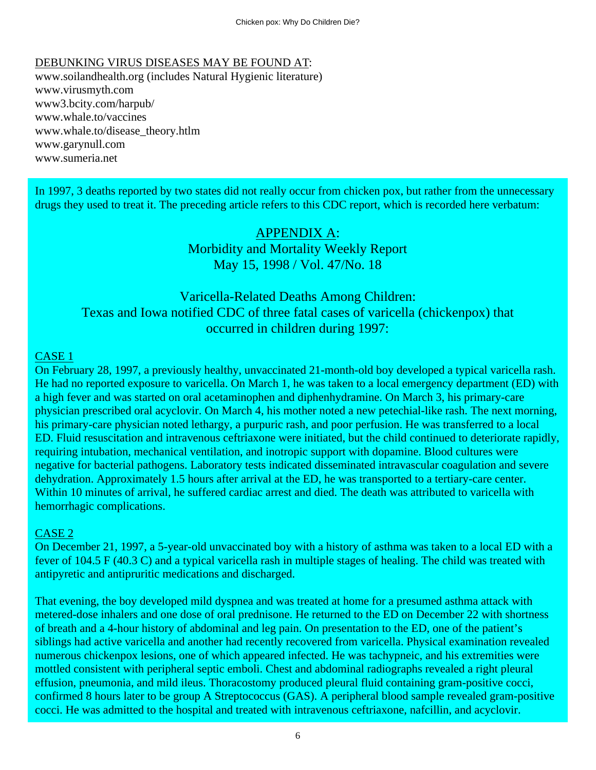DEBUNKING VIRUS DISEASES MAY BE FOUND AT:
www.soilandhealth.org (includes Natural Hygienic literature)
www.virusmyth.com
www3.bcity.com/harpub/
www.whale.to/vaccines
www.whale.to/disease_theory.htlm
www.garynull.com
www.sumeria.net

In 1997, 3 deaths reported by two states did not really occur from chicken pox, but rather from the unnecessary drugs they used to treat it. The preceding article refers to this CDC report, which is recorded here verbatum:

## APPENDIX A:
## Morbidity and Mortality Weekly Report
## May 15, 1998 / Vol. 47/No. 18

## Varicella-Related Deaths Among Children:
## Texas and Iowa notified CDC of three fatal cases of varicella (chickenpox) that occurred in children during 1997:

### CASE 1

On February 28, 1997, a previously healthy, unvaccinated 21-month-old boy developed a typical varicella rash. He had no reported exposure to varicella. On March 1, he was taken to a local emergency department (ED) with a high fever and was started on oral acetaminophen and diphenhydramine. On March 3, his primary-care physician prescribed oral acyclovir. On March 4, his mother noted a new petechial-like rash. The next morning, his primary-care physician noted lethargy, a purpuric rash, and poor perfusion. He was transferred to a local ED. Fluid resuscitation and intravenous ceftriaxone were initiated, but the child continued to deteriorate rapidly, requiring intubation, mechanical ventilation, and inotropic support with dopamine. Blood cultures were negative for bacterial pathogens. Laboratory tests indicated disseminated intravascular coagulation and severe dehydration. Approximately 1.5 hours after arrival at the ED, he was transported to a tertiary-care center. Within 10 minutes of arrival, he suffered cardiac arrest and died. The death was attributed to varicella with hemorrhagic complications.

### CASE 2

On December 21, 1997, a 5-year-old unvaccinated boy with a history of asthma was taken to a local ED with a fever of 104.5 F (40.3 C) and a typical varicella rash in multiple stages of healing. The child was treated with antipyretic and antipruritic medications and discharged.

That evening, the boy developed mild dyspnea and was treated at home for a presumed asthma attack with metered-dose inhalers and one dose of oral prednisone. He returned to the ED on December 22 with shortness of breath and a 4-hour history of abdominal and leg pain. On presentation to the ED, one of the patient's siblings had active varicella and another had recently recovered from varicella. Physical examination revealed numerous chickenpox lesions, one of which appeared infected. He was tachypneic, and his extremities were mottled consistent with peripheral septic emboli. Chest and abdominal radiographs revealed a right pleural effusion, pneumonia, and mild ileus. Thoracostomy produced pleural fluid containing gram-positive cocci, confirmed 8 hours later to be group A Streptococcus (GAS). A peripheral blood sample revealed gram-positive cocci. He was admitted to the hospital and treated with intravenous ceftriaxone, nafcillin, and acyclovir.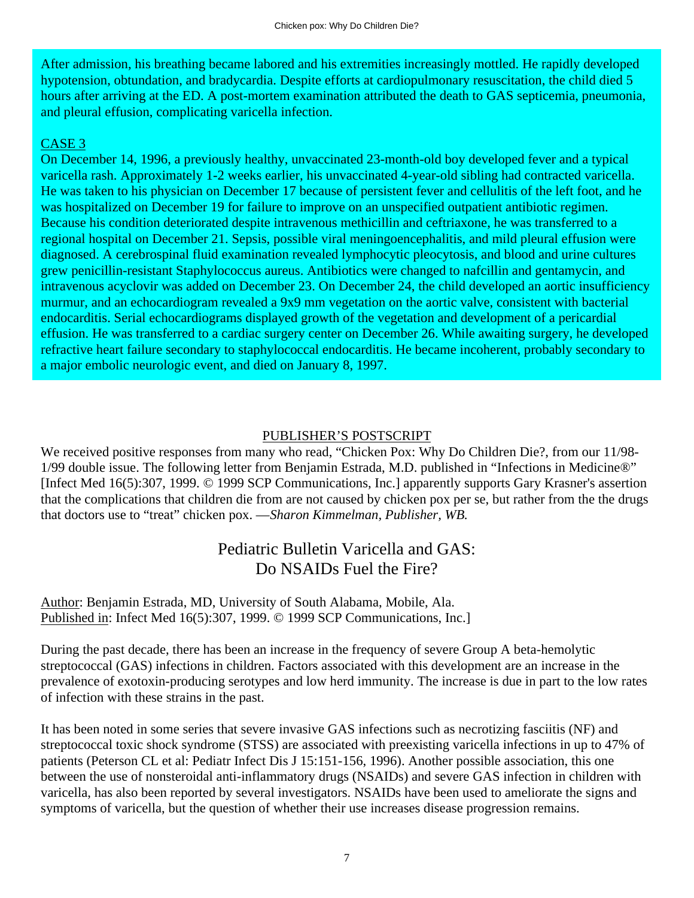After admission, his breathing became labored and his extremities increasingly mottled. He rapidly developed hypotension, obtundation, and bradycardia. Despite efforts at cardiopulmonary resuscitation, the child died 5 hours after arriving at the ED. A post-mortem examination attributed the death to GAS septicemia, pneumonia, and pleural effusion, complicating varicella infection.

CASE 3

On December 14, 1996, a previously healthy, unvaccinated 23-month-old boy developed fever and a typical varicella rash. Approximately 1-2 weeks earlier, his unvaccinated 4-year-old sibling had contracted varicella. He was taken to his physician on December 17 because of persistent fever and cellulitis of the left foot, and he was hospitalized on December 19 for failure to improve on an unspecified outpatient antibiotic regimen. Because his condition deteriorated despite intravenous methicillin and ceftriaxone, he was transferred to a regional hospital on December 21. Sepsis, possible viral meningoencephalitis, and mild pleural effusion were diagnosed. A cerebrospinal fluid examination revealed lymphocytic pleocytosis, and blood and urine cultures grew penicillin-resistant Staphylococcus aureus. Antibiotics were changed to nafcillin and gentamycin, and intravenous acyclovir was added on December 23. On December 24, the child developed an aortic insufficiency murmur, and an echocardiogram revealed a 9x9 mm vegetation on the aortic valve, consistent with bacterial endocarditis. Serial echocardiograms displayed growth of the vegetation and development of a pericardial effusion. He was transferred to a cardiac surgery center on December 26. While awaiting surgery, he developed refractive heart failure secondary to staphylococcal endocarditis. He became incoherent, probably secondary to a major embolic neurologic event, and died on January 8, 1997.

PUBLISHER'S POSTSCRIPT

We received positive responses from many who read, "Chicken Pox: Why Do Children Die?, from our 11/98-1/99 double issue. The following letter from Benjamin Estrada, M.D. published in "Infections in Medicine®" [Infect Med 16(5):307, 1999. © 1999 SCP Communications, Inc.] apparently supports Gary Krasner's assertion that the complications that children die from are not caused by chicken pox per se, but rather from the the drugs that doctors use to "treat" chicken pox. —*Sharon Kimmelman, Publisher, WB.*

## Pediatric Bulletin Varicella and GAS: Do NSAIDs Fuel the Fire?

Author: Benjamin Estrada, MD, University of South Alabama, Mobile, Ala.
Published in: Infect Med 16(5):307, 1999. © 1999 SCP Communications, Inc.]

During the past decade, there has been an increase in the frequency of severe Group A beta-hemolytic streptococcal (GAS) infections in children. Factors associated with this development are an increase in the prevalence of exotoxin-producing serotypes and low herd immunity. The increase is due in part to the low rates of infection with these strains in the past.

It has been noted in some series that severe invasive GAS infections such as necrotizing fasciitis (NF) and streptococcal toxic shock syndrome (STSS) are associated with preexisting varicella infections in up to 47% of patients (Peterson CL et al: Pediatr Infect Dis J 15:151-156, 1996). Another possible association, this one between the use of nonsteroidal anti-inflammatory drugs (NSAIDs) and severe GAS infection in children with varicella, has also been reported by several investigators. NSAIDs have been used to ameliorate the signs and symptoms of varicella, but the question of whether their use increases disease progression remains.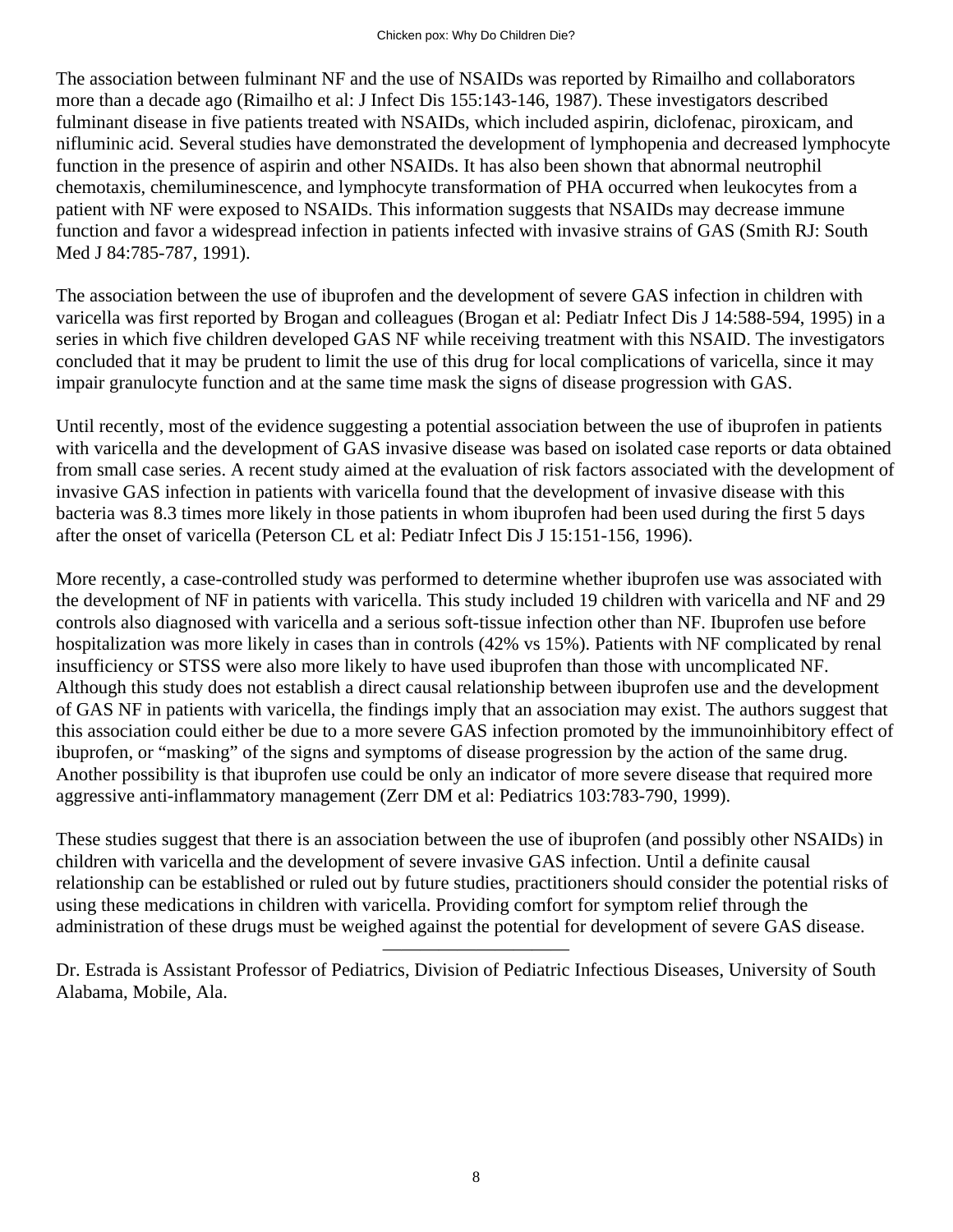The association between fulminant NF and the use of NSAIDs was reported by Rimailho and collaborators more than a decade ago (Rimailho et al: J Infect Dis 155:143-146, 1987). These investigators described fulminant disease in five patients treated with NSAIDs, which included aspirin, diclofenac, piroxicam, and nifluminic acid. Several studies have demonstrated the development of lymphopenia and decreased lymphocyte function in the presence of aspirin and other NSAIDs. It has also been shown that abnormal neutrophil chemotaxis, chemiluminescence, and lymphocyte transformation of PHA occurred when leukocytes from a patient with NF were exposed to NSAIDs. This information suggests that NSAIDs may decrease immune function and favor a widespread infection in patients infected with invasive strains of GAS (Smith RJ: South Med J 84:785-787, 1991).

The association between the use of ibuprofen and the development of severe GAS infection in children with varicella was first reported by Brogan and colleagues (Brogan et al: Pediatr Infect Dis J 14:588-594, 1995) in a series in which five children developed GAS NF while receiving treatment with this NSAID. The investigators concluded that it may be prudent to limit the use of this drug for local complications of varicella, since it may impair granulocyte function and at the same time mask the signs of disease progression with GAS.

Until recently, most of the evidence suggesting a potential association between the use of ibuprofen in patients with varicella and the development of GAS invasive disease was based on isolated case reports or data obtained from small case series. A recent study aimed at the evaluation of risk factors associated with the development of invasive GAS infection in patients with varicella found that the development of invasive disease with this bacteria was 8.3 times more likely in those patients in whom ibuprofen had been used during the first 5 days after the onset of varicella (Peterson CL et al: Pediatr Infect Dis J 15:151-156, 1996).

More recently, a case-controlled study was performed to determine whether ibuprofen use was associated with the development of NF in patients with varicella. This study included 19 children with varicella and NF and 29 controls also diagnosed with varicella and a serious soft-tissue infection other than NF. Ibuprofen use before hospitalization was more likely in cases than in controls (42% vs 15%). Patients with NF complicated by renal insufficiency or STSS were also more likely to have used ibuprofen than those with uncomplicated NF. Although this study does not establish a direct causal relationship between ibuprofen use and the development of GAS NF in patients with varicella, the findings imply that an association may exist. The authors suggest that this association could either be due to a more severe GAS infection promoted by the immunoinhibitory effect of ibuprofen, or "masking" of the signs and symptoms of disease progression by the action of the same drug. Another possibility is that ibuprofen use could be only an indicator of more severe disease that required more aggressive anti-inflammatory management (Zerr DM et al: Pediatrics 103:783-790, 1999).

These studies suggest that there is an association between the use of ibuprofen (and possibly other NSAIDs) in children with varicella and the development of severe invasive GAS infection. Until a definite causal relationship can be established or ruled out by future studies, practitioners should consider the potential risks of using these medications in children with varicella. Providing comfort for symptom relief through the administration of these drugs must be weighed against the potential for development of severe GAS disease.

---

Dr. Estrada is Assistant Professor of Pediatrics, Division of Pediatric Infectious Diseases, University of South Alabama, Mobile, Ala.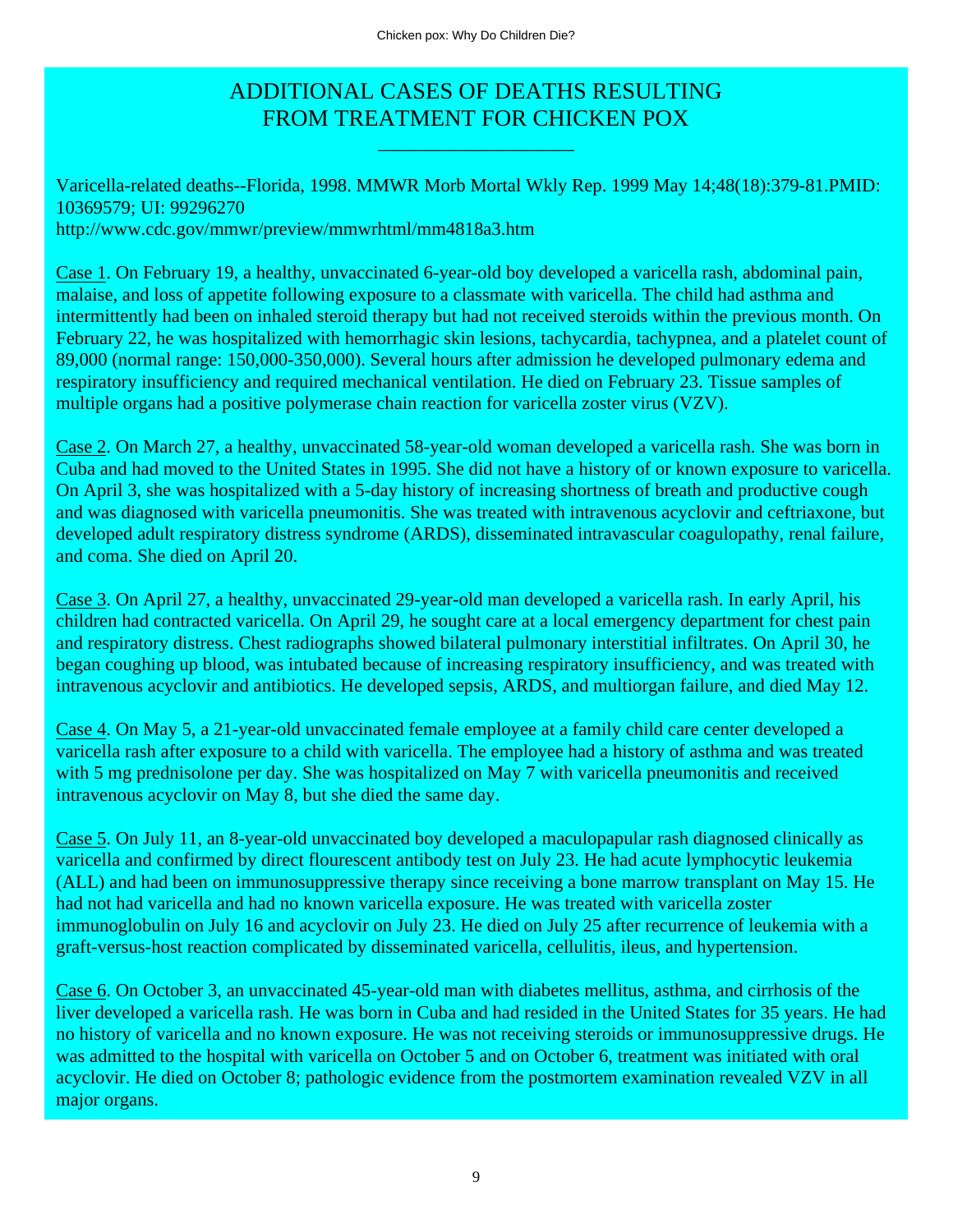# ADDITIONAL CASES OF DEATHS RESULTING FROM TREATMENT FOR CHICKEN POX

---

Varicella-related deaths--Florida, 1998. MMWR Morb Mortal Wkly Rep. 1999 May 14;48(18):379-81.PMID: 10369579; UI: 99296270
http://www.cdc.gov/mmwr/preview/mmwrhtml/mm4818a3.htm

Case 1. On February 19, a healthy, unvaccinated 6-year-old boy developed a varicella rash, abdominal pain, malaise, and loss of appetite following exposure to a classmate with varicella. The child had asthma and intermittently had been on inhaled steroid therapy but had not received steroids within the previous month. On February 22, he was hospitalized with hemorrhagic skin lesions, tachycardia, tachypnea, and a platelet count of 89,000 (normal range: 150,000-350,000). Several hours after admission he developed pulmonary edema and respiratory insufficiency and required mechanical ventilation. He died on February 23. Tissue samples of multiple organs had a positive polymerase chain reaction for varicella zoster virus (VZV).

Case 2. On March 27, a healthy, unvaccinated 58-year-old woman developed a varicella rash. She was born in Cuba and had moved to the United States in 1995. She did not have a history of or known exposure to varicella. On April 3, she was hospitalized with a 5-day history of increasing shortness of breath and productive cough and was diagnosed with varicella pneumonitis. She was treated with intravenous acyclovir and ceftriaxone, but developed adult respiratory distress syndrome (ARDS), disseminated intravascular coagulopathy, renal failure, and coma. She died on April 20.

Case 3. On April 27, a healthy, unvaccinated 29-year-old man developed a varicella rash. In early April, his children had contracted varicella. On April 29, he sought care at a local emergency department for chest pain and respiratory distress. Chest radiographs showed bilateral pulmonary interstitial infiltrates. On April 30, he began coughing up blood, was intubated because of increasing respiratory insufficiency, and was treated with intravenous acyclovir and antibiotics. He developed sepsis, ARDS, and multiorgan failure, and died May 12.

Case 4. On May 5, a 21-year-old unvaccinated female employee at a family child care center developed a varicella rash after exposure to a child with varicella. The employee had a history of asthma and was treated with 5 mg prednisolone per day. She was hospitalized on May 7 with varicella pneumonitis and received intravenous acyclovir on May 8, but she died the same day.

Case 5. On July 11, an 8-year-old unvaccinated boy developed a maculopapular rash diagnosed clinically as varicella and confirmed by direct flourescent antibody test on July 23. He had acute lymphocytic leukemia (ALL) and had been on immunosuppressive therapy since receiving a bone marrow transplant on May 15. He had not had varicella and had no known varicella exposure. He was treated with varicella zoster immunoglobulin on July 16 and acyclovir on July 23. He died on July 25 after recurrence of leukemia with a graft-versus-host reaction complicated by disseminated varicella, cellulitis, ileus, and hypertension.

Case 6. On October 3, an unvaccinated 45-year-old man with diabetes mellitus, asthma, and cirrhosis of the liver developed a varicella rash. He was born in Cuba and had resided in the United States for 35 years. He had no history of varicella and no known exposure. He was not receiving steroids or immunosuppressive drugs. He was admitted to the hospital with varicella on October 5 and on October 6, treatment was initiated with oral acyclovir. He died on October 8; pathologic evidence from the postmortem examination revealed VZV in all major organs.